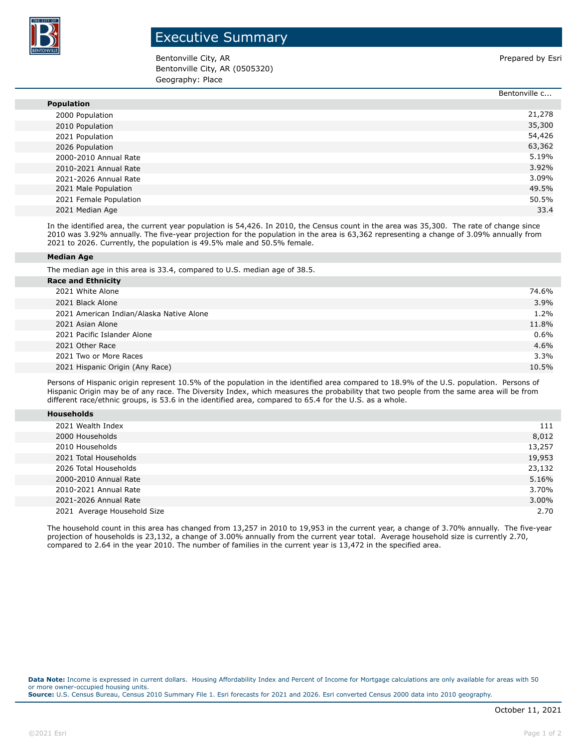# Executive Summary

Bentonville City, AR
Bentonville City, AR (0505320)
Geography: Place

Prepared by Esri

| | Bentonville c... |
|---|---|
| **Population** | |
| 2000 Population | 21,278 |
| 2010 Population | 35,300 |
| 2021 Population | 54,426 |
| 2026 Population | 63,362 |
| 2000-2010 Annual Rate | 5.19% |
| 2010-2021 Annual Rate | 3.92% |
| 2021-2026 Annual Rate | 3.09% |
| 2021 Male Population | 49.5% |
| 2021 Female Population | 50.5% |
| 2021 Median Age | 33.4 |

In the identified area, the current year population is 54,426. In 2010, the Census count in the area was 35,300. The rate of change since 2010 was 3.92% annually. The five-year projection for the population in the area is 63,362 representing a change of 3.09% annually from 2021 to 2026. Currently, the population is 49.5% male and 50.5% female.

**Median Age**

The median age in this area is 33.4, compared to U.S. median age of 38.5.

| **Race and Ethnicity** | |
|---|---|
| 2021 White Alone | 74.6% |
| 2021 Black Alone | 3.9% |
| 2021 American Indian/Alaska Native Alone | 1.2% |
| 2021 Asian Alone | 11.8% |
| 2021 Pacific Islander Alone | 0.6% |
| 2021 Other Race | 4.6% |
| 2021 Two or More Races | 3.3% |
| 2021 Hispanic Origin (Any Race) | 10.5% |

Persons of Hispanic origin represent 10.5% of the population in the identified area compared to 18.9% of the U.S. population. Persons of Hispanic Origin may be of any race. The Diversity Index, which measures the probability that two people from the same area will be from different race/ethnic groups, is 53.6 in the identified area, compared to 65.4 for the U.S. as a whole.

| **Households** | |
|---|---|
| 2021 Wealth Index | 111 |
| 2000 Households | 8,012 |
| 2010 Households | 13,257 |
| 2021 Total Households | 19,953 |
| 2026 Total Households | 23,132 |
| 2000-2010 Annual Rate | 5.16% |
| 2010-2021 Annual Rate | 3.70% |
| 2021-2026 Annual Rate | 3.00% |
| 2021 Average Household Size | 2.70 |

The household count in this area has changed from 13,257 in 2010 to 19,953 in the current year, a change of 3.70% annually. The five-year projection of households is 23,132, a change of 3.00% annually from the current year total. Average household size is currently 2.70, compared to 2.64 in the year 2010. The number of families in the current year is 13,472 in the specified area.

**Data Note:** Income is expressed in current dollars. Housing Affordability Index and Percent of Income for Mortgage calculations are only available for areas with 50 or more owner-occupied housing units.
**Source:** U.S. Census Bureau, Census 2010 Summary File 1. Esri forecasts for 2021 and 2026. Esri converted Census 2000 data into 2010 geography.

October 11, 2021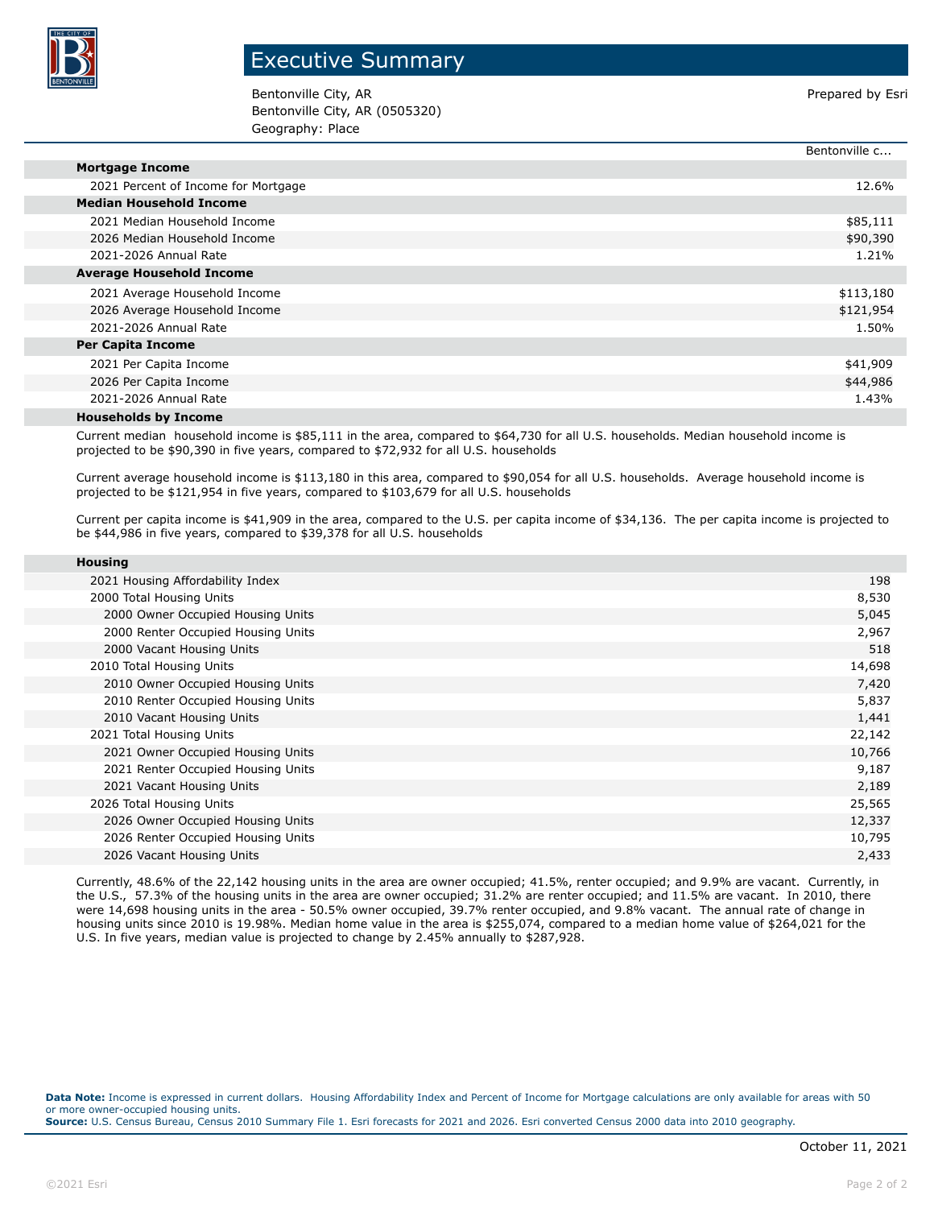# Executive Summary

Bentonville City, AR
Bentonville City, AR (0505320)
Geography: Place

Prepared by Esri

| | Bentonville c... |
|---|---|
| **Mortgage Income** | |
| 2021 Percent of Income for Mortgage | 12.6% |
| **Median Household Income** | |
| 2021 Median Household Income | $85,111 |
| 2026 Median Household Income | $90,390 |
| 2021-2026 Annual Rate | 1.21% |
| **Average Household Income** | |
| 2021 Average Household Income | $113,180 |
| 2026 Average Household Income | $121,954 |
| 2021-2026 Annual Rate | 1.50% |
| **Per Capita Income** | |
| 2021 Per Capita Income | $41,909 |
| 2026 Per Capita Income | $44,986 |
| 2021-2026 Annual Rate | 1.43% |
| **Households by Income** | |

Current median household income is $85,111 in the area, compared to $64,730 for all U.S. households. Median household income is projected to be $90,390 in five years, compared to $72,932 for all U.S. households

Current average household income is $113,180 in this area, compared to $90,054 for all U.S. households. Average household income is projected to be $121,954 in five years, compared to $103,679 for all U.S. households

Current per capita income is $41,909 in the area, compared to the U.S. per capita income of $34,136. The per capita income is projected to be $44,986 in five years, compared to $39,378 for all U.S. households

| | |
|---|---|
| **Housing** | |
| 2021 Housing Affordability Index | 198 |
| 2000 Total Housing Units | 8,530 |
| 2000 Owner Occupied Housing Units | 5,045 |
| 2000 Renter Occupied Housing Units | 2,967 |
| 2000 Vacant Housing Units | 518 |
| 2010 Total Housing Units | 14,698 |
| 2010 Owner Occupied Housing Units | 7,420 |
| 2010 Renter Occupied Housing Units | 5,837 |
| 2010 Vacant Housing Units | 1,441 |
| 2021 Total Housing Units | 22,142 |
| 2021 Owner Occupied Housing Units | 10,766 |
| 2021 Renter Occupied Housing Units | 9,187 |
| 2021 Vacant Housing Units | 2,189 |
| 2026 Total Housing Units | 25,565 |
| 2026 Owner Occupied Housing Units | 12,337 |
| 2026 Renter Occupied Housing Units | 10,795 |
| 2026 Vacant Housing Units | 2,433 |

Currently, 48.6% of the 22,142 housing units in the area are owner occupied; 41.5%, renter occupied; and 9.9% are vacant. Currently, in the U.S., 57.3% of the housing units in the area are owner occupied; 31.2% are renter occupied; and 11.5% are vacant. In 2010, there were 14,698 housing units in the area - 50.5% owner occupied, 39.7% renter occupied, and 9.8% vacant. The annual rate of change in housing units since 2010 is 19.98%. Median home value in the area is $255,074, compared to a median home value of $264,021 for the U.S. In five years, median value is projected to change by 2.45% annually to $287,928.

**Data Note:** Income is expressed in current dollars. Housing Affordability Index and Percent of Income for Mortgage calculations are only available for areas with 50 or more owner-occupied housing units.
**Source:** U.S. Census Bureau, Census 2010 Summary File 1. Esri forecasts for 2021 and 2026. Esri converted Census 2000 data into 2010 geography.

October 11, 2021